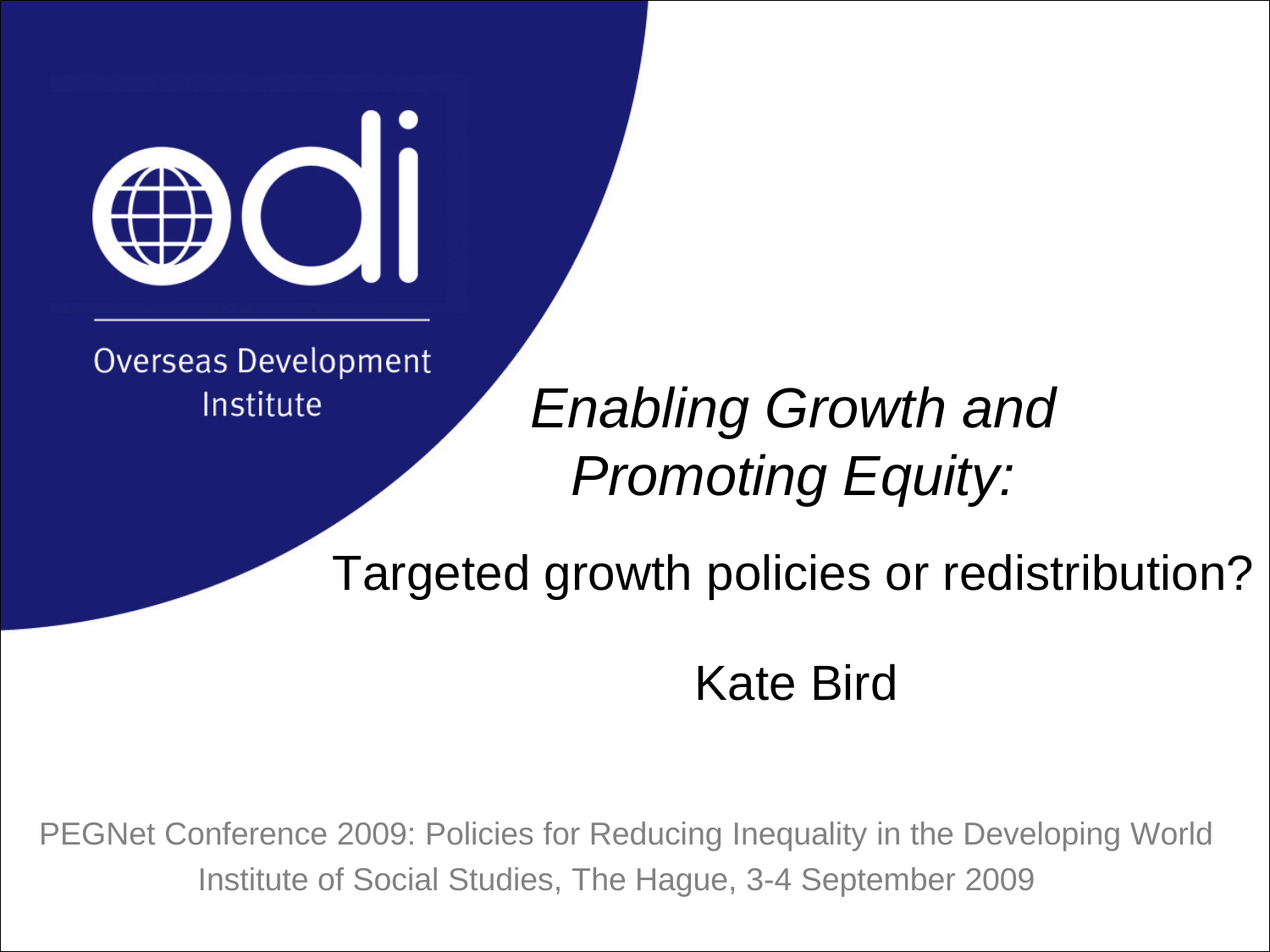Overseas Development Institute

# *Enabling Growth and Promoting Equity:*

## Targeted growth policies or redistribution?

Kate Bird

PEGNet Conference 2009: Policies for Reducing Inequality in the Developing World
Institute of Social Studies, The Hague, 3-4 September 2009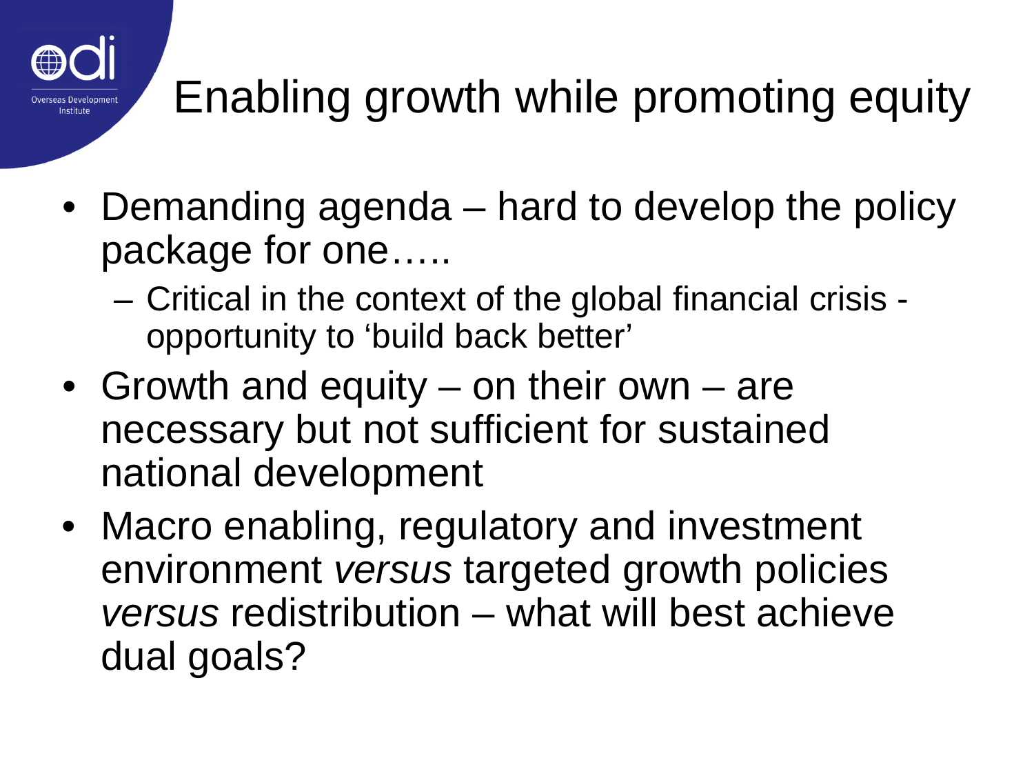# Enabling growth while promoting equity

- Demanding agenda – hard to develop the policy package for one…..
  - Critical in the context of the global financial crisis - opportunity to 'build back better'
- Growth and equity – on their own – are necessary but not sufficient for sustained national development
- Macro enabling, regulatory and investment environment *versus* targeted growth policies *versus* redistribution – what will best achieve dual goals?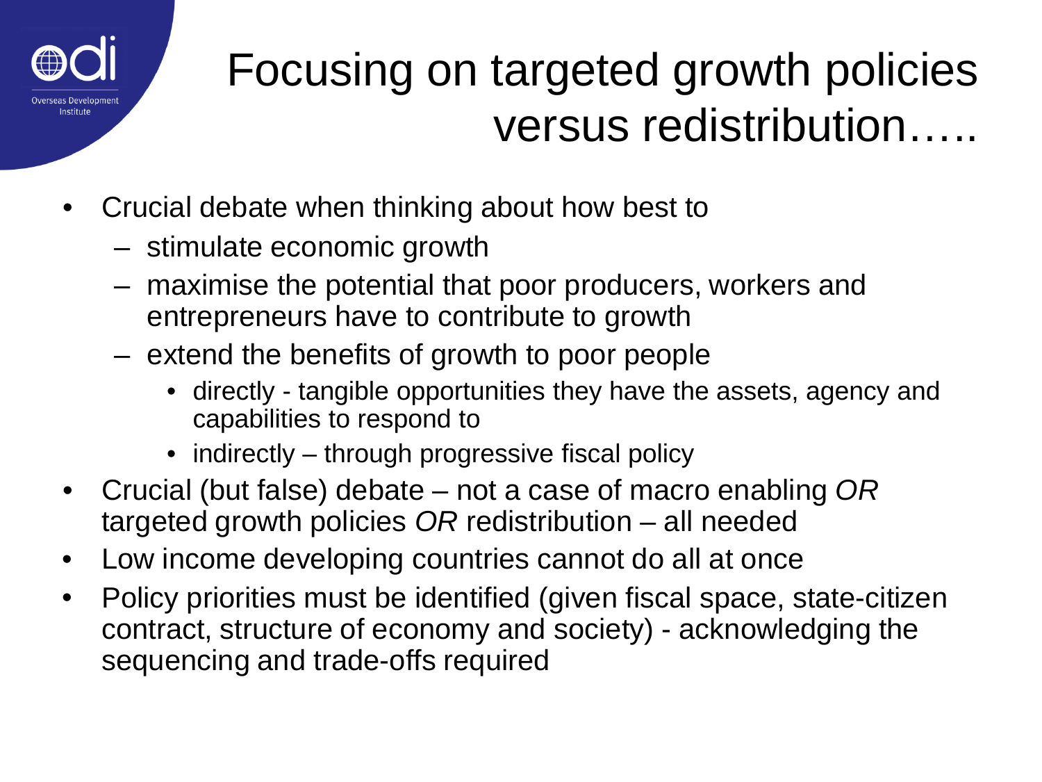# Focusing on targeted growth policies versus redistribution…..

- Crucial debate when thinking about how best to
  - stimulate economic growth
  - maximise the potential that poor producers, workers and entrepreneurs have to contribute to growth
  - extend the benefits of growth to poor people
    - directly - tangible opportunities they have the assets, agency and capabilities to respond to
    - indirectly – through progressive fiscal policy
- Crucial (but false) debate – not a case of macro enabling *OR* targeted growth policies *OR* redistribution – all needed
- Low income developing countries cannot do all at once
- Policy priorities must be identified (given fiscal space, state-citizen contract, structure of economy and society) - acknowledging the sequencing and trade-offs required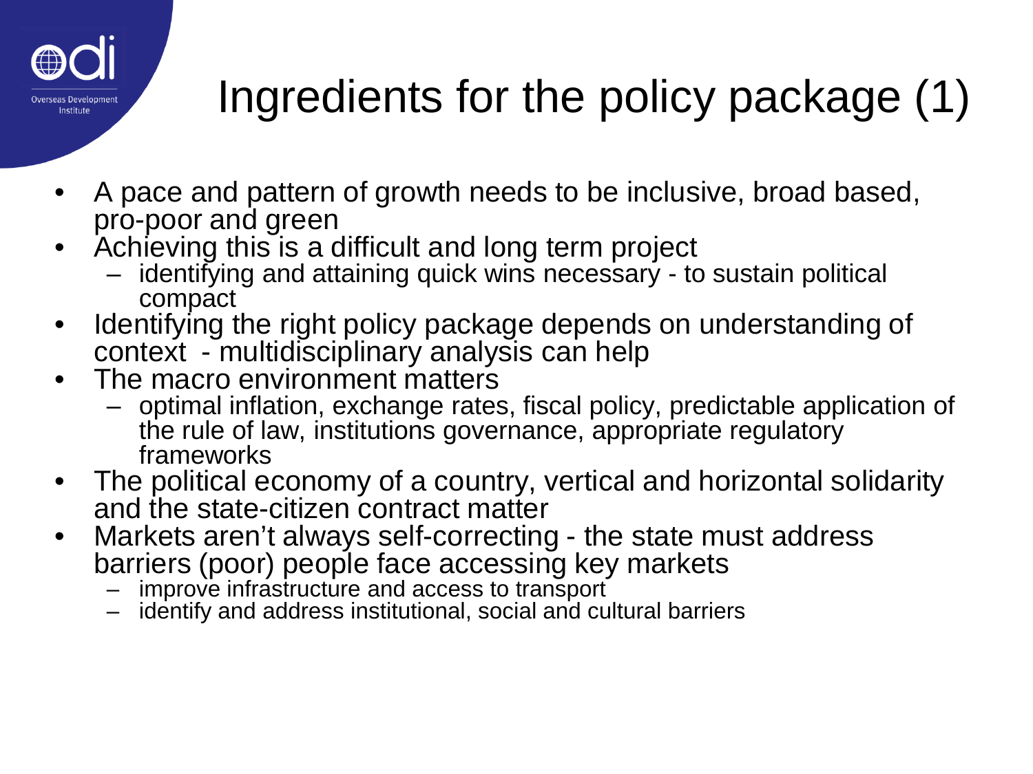# Ingredients for the policy package (1)

- A pace and pattern of growth needs to be inclusive, broad based, pro-poor and green
- Achieving this is a difficult and long term project
  - identifying and attaining quick wins necessary - to sustain political compact
- Identifying the right policy package depends on understanding of context - multidisciplinary analysis can help
- The macro environment matters
  - optimal inflation, exchange rates, fiscal policy, predictable application of the rule of law, institutions governance, appropriate regulatory frameworks
- The political economy of a country, vertical and horizontal solidarity and the state-citizen contract matter
- Markets aren't always self-correcting - the state must address barriers (poor) people face accessing key markets
  - improve infrastructure and access to transport
  - identify and address institutional, social and cultural barriers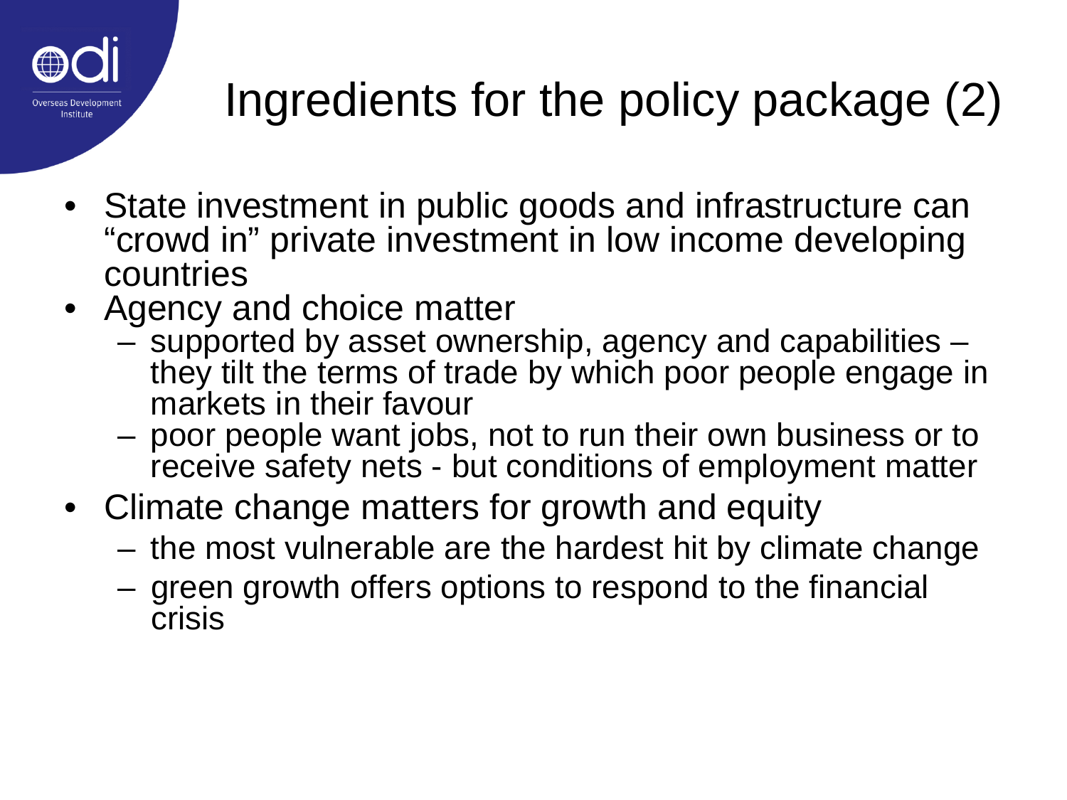# Ingredients for the policy package (2)

- State investment in public goods and infrastructure can "crowd in" private investment in low income developing countries
- Agency and choice matter
  - supported by asset ownership, agency and capabilities – they tilt the terms of trade by which poor people engage in markets in their favour
  - poor people want jobs, not to run their own business or to receive safety nets - but conditions of employment matter
- Climate change matters for growth and equity
  - the most vulnerable are the hardest hit by climate change
  - green growth offers options to respond to the financial crisis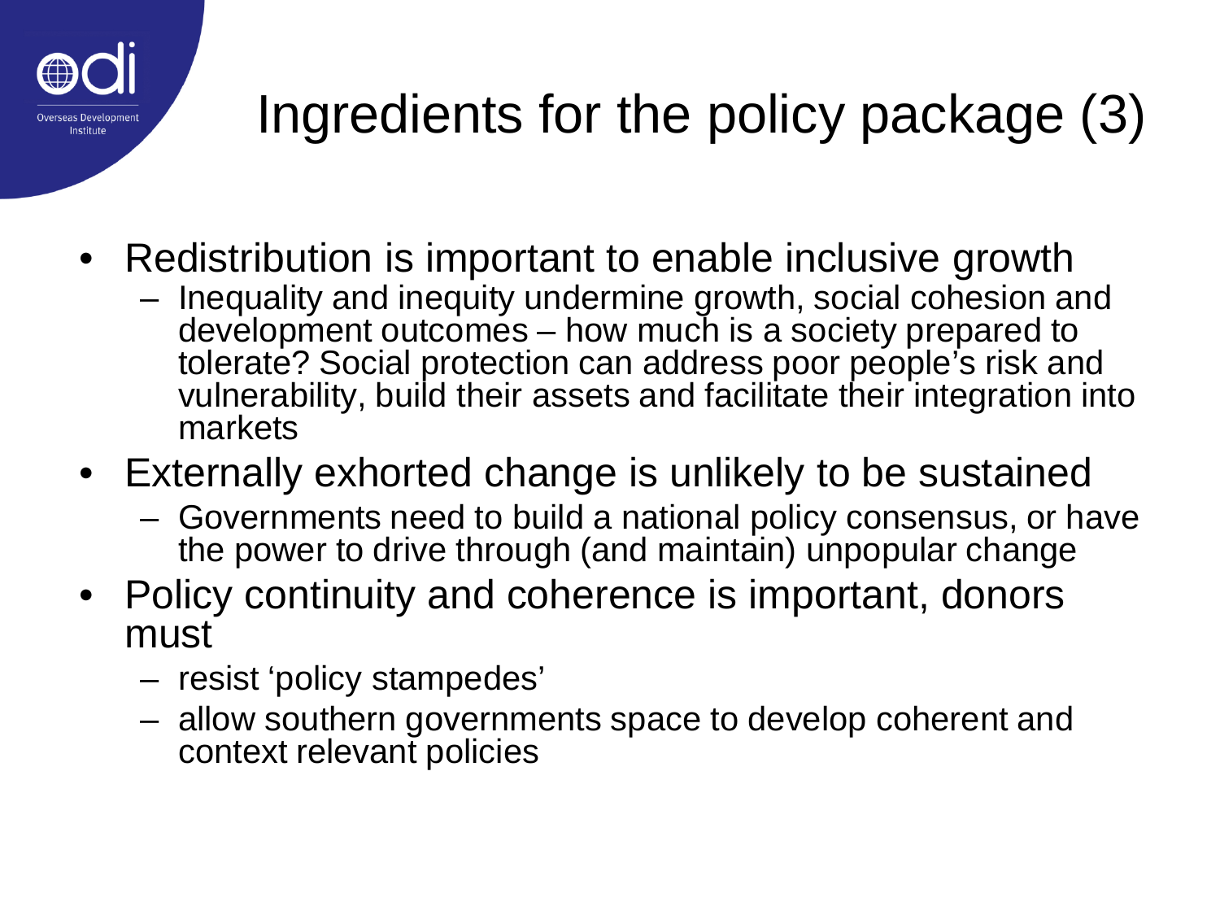# Ingredients for the policy package (3)

- Redistribution is important to enable inclusive growth
  - Inequality and inequity undermine growth, social cohesion and development outcomes – how much is a society prepared to tolerate? Social protection can address poor people's risk and vulnerability, build their assets and facilitate their integration into markets
- Externally exhorted change is unlikely to be sustained
  - Governments need to build a national policy consensus, or have the power to drive through (and maintain) unpopular change
- Policy continuity and coherence is important, donors must
  - resist 'policy stampedes'
  - allow southern governments space to develop coherent and context relevant policies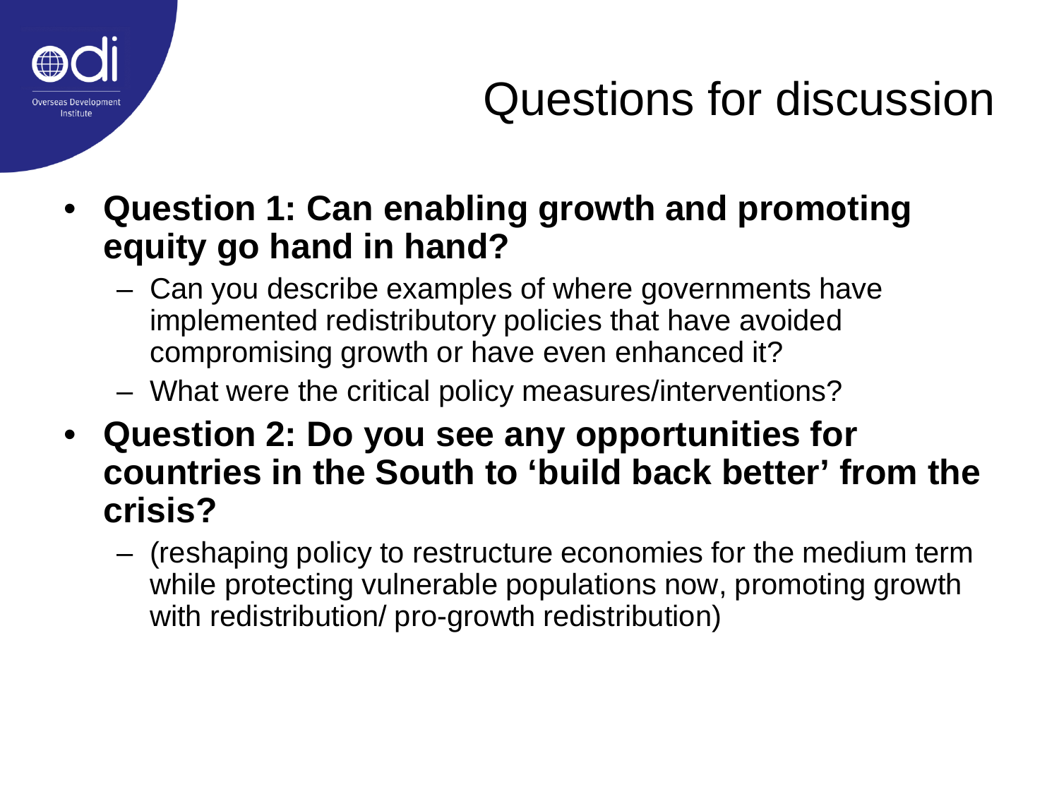# Questions for discussion

- **Question 1: Can enabling growth and promoting equity go hand in hand?**
  - Can you describe examples of where governments have implemented redistributory policies that have avoided compromising growth or have even enhanced it?
  - What were the critical policy measures/interventions?
- **Question 2: Do you see any opportunities for countries in the South to 'build back better' from the crisis?**
  - (reshaping policy to restructure economies for the medium term while protecting vulnerable populations now, promoting growth with redistribution/ pro-growth redistribution)